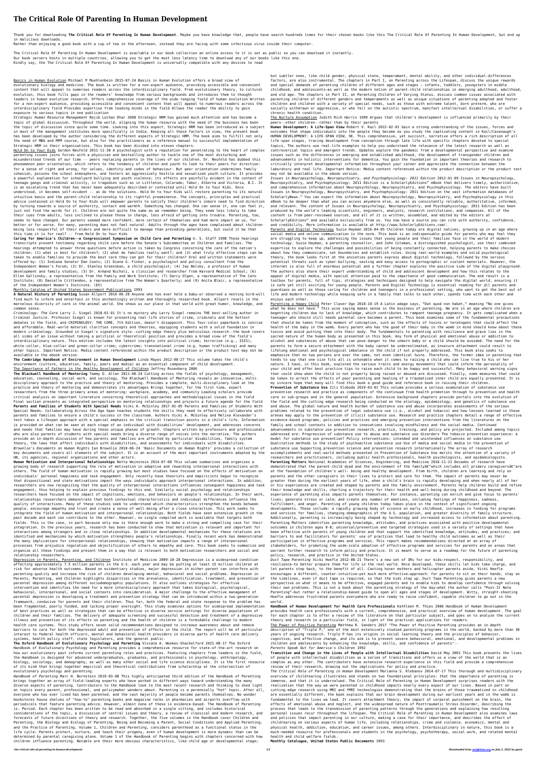## **The Critical Role Of Parenting In Human Development**

Thank you for downloading The Critical Role Of Parenting In Human Development. Maybe you have knowledge that, people have search hundreds times for their chosen books like this The Critical Role Of Parenting In Human Devel in malicious downloads.

Rather than enjoying a good book with a cup of tea in the afternoon, instead they are facing with some infectious virus inside their computer.

The Critical Role Of Parenting In Human Development is available in our book collection an online access to it is set as public so you can download it instantly. Our book servers hosts in multiple countries, allowing you to get the most less latency time to download any of our books like this one. Kindly say, the The Critical Role Of Parenting In Human Development is universally compatible with any devices to read

Basics in Human Evolution Michael P Muehlenbein 2015-07-24 Basics in Human Evolution offers a broad view of evolutionary biology and medicine. The book is written for a non-expert audience, providing accessible and convenient content that will appeal to numerous readers across the interdisciplinary field. From evolutionary theory, to cultural evolution, this book fills gaps in the readers' knowledge from various backgrounds and introduces them to thought leaders in human evolution research. Offers comprehensive coverage of the wide ranging field of human evolution Written for a non-expert audience, providing accessible and convenient content that will appeal to numerous readers across the interdisciplinary field Provides expertise from leading minds in the field Allows the reader the ability to gain exposure to various topics in one publication

*Strategic Human Resource Management* Rajib Lochan Dhar 2008 Strategic HRM has gained much attention and has become a topic of global discussion. Throughout the world, aligning the human resource with the need of the business has been the topic of discussion since quite some time. Looking into this aspect, Strategic HRM has been introduced as a subject in most of the management institutes more specifically in India. Keeping all these factors in view, the present book has been developed by the author considering the different aspects of Strategic HRM. The book aims to fulfill not only the need of MBA and MPM course, but also for the practitioners as a reference manual to successful implementation of Strategic HRM in their organisations. This book has been divided into eleven chapters.

Hold On to Your Kids Gordon Neufeld 2011-11-30 A psychologist with a reputation for penetrating to the heart of complex parenting issues joins forces with a physician and bestselling author to tackle one of the most disturbing and misunderstood trends of our time -- peers replacing parents in the lives of our children. Dr. Neufeld has dubbed this phenomenon peer orientation, which refers to the tendency of children and youth to look to their peers for direction: for a sense of right and wrong, for values, identity and codes of behaviour. But peer orientation undermines family cohesion, poisons the school atmosphere, and fosters an aggressively hostile and sexualized youth culture. It provides a powerful explanation for schoolyard bullying and youth violence; its effects are painfully evident in the context of teenage gangs and criminal activity, in tragedies such as in Littleton, Colorado; Tabor, Alberta and Victoria, B.C. It is an escalating trend that has never been adequately described or contested until Hold On to Your Kids. Once understood, it becomes self-evident -- as do the solutions. Hold On to Your Kids will restore parenting to its natural intuitive basis and the parent-child relationship to its rightful preeminence. The concepts, principles and practical advice contained in Hold On to Your Kids will empower parents to satisfy their children's inborn need to find direction by turning towards a source of authority, contact and warmth. Something has changed. One can sense it, one can feel it, just not find the words for it. Children are not quite the same as we remember being. They seem less likely to take their cues from adults, less inclined to please those in charge, less afraid of getting into trouble. Parenting, too, seems to have changed. Our parents seemed more confident, more certain of themselves and had more impact on us, for better or for worse. For many, parenting does not feel natural. Adults through the ages have complained about children being less respectful of their elders and more difficult to manage than preceding generations, but could it be that this time it is for real? -- from Hold On to Your Kids

**Caring for America's Children--a Congressional Symposium on Child Care and Parenting** U. S. Staff 1998 These hearings transcripts present testimony regarding child care before the Senate's Subcommittee on Children and Families. The hearings attempted to answer three questions before action is taken by Congress concerning the care of the nation's children: (1) what is best for children?; (2) what do families really want?; and (3) what truly effective steps can be taken to enable families to provide the best care they can get for their children? Oral and written statements were offered by: (1) Indiana Senator Dan Coats; (2) Diane G. Fisher, a psychologist and policy consultant from the Independent Women's Forum; (3) Dr. Stanley Greensban, a child psychologist; (4) Jay Belsky, a professor of human development and family studies; (5) Dr. Armand Nicholi, a clinician and researcher from Harvard Medical School; (6) Ellen Gallinsky, a representative from the Family and Work Institute; (7) Darcy Olgen, a representative of The Cato Institute; (8) Danielle Crittenden, a representative from The Woman's Quarterly; and (9) Anita Blair, a representative of the Independent Women's Institute. (EV)

## Monthly Catalog of United States Government Publications 1993

**A Natural History of Parenting** Susan Allport 2016-06-28 Anyone who has ever held a baby—or observed a nesting bird—will find much to inform and entertain in this enchantingly written and thoroughly researched book. Allport revels in the marvelous diversity of care in the animal world. She shows us our place in that world with great humor, knowledge, and common sense.

*Criminology: The Core* Larry J. Siegel 2018-01-01 It's no mystery why Larry Siegel remains THE best-selling author in Criminal Justice. Professor Siegel is known for presenting real-life stories of crime, criminals and the hottest debates in the field, and CRIMINOLOGY: THE CORE, 7th Edition, doesn't disappoint. This four-color paperback is concise and affordable. Real-world material clarifies concepts and theories, equipping students with a solid foundation in modern criminology. Grounded in Siegel's signature style--cutting-edge theory plus meticulous research--the book covers all sides of an issue without taking a political or theoretical position and provides a broad view of the field's interdisciplinary nature. This edition includes the latest insights into political crime; terrorism (e.g., ISIS); white-collar, blue-collar and green-collar crime; cybercrime; transnational crime (e.g. human trafficking) and many other topics. Important Notice: Media content referenced within the product description or the product text may not be available in the ebook version.

**The Cambridge Handbook of Environment in Human Development** Linda Mayes 2012-08-27 This volume takes the child's environment (culture, education, family, peers and media) as an essential component of child development. The Importance of Fathers in the Healthy Development of Children Jeffrey Rosenberg 2006

**The Blackwell Handbook of Mentoring** Tammy D. Allen 2011-08-24 Cutting across the fields of psychology, management, education, counseling, social work, and sociology, The Blackwell Handbook of Mentoring reveals an innovative, multidisciplinary approach to the practice and theory of mentoring. Provides a complete, multi-disciplinary look at the practice and theory of mentoring and demonstrates its advantages Brings together, for the first time, expert researchers from the three primary areas of mentoring: workplace, academy, and community Leading scholars provide critical analysis on important literature concerning theoretical approaches and methodological issues in the field Final section presents an integrated perspective on mentoring relationships and projects a future agenda for the field **Parents and Families of Students With Special Needs** Vicki A. McGinley 2017-01-05 Parents and Families of Students With Special Needs: Collaborating Across the Age Span teaches students the skills they need to effectively collaborate with parents and families to ensure a child's success in the classroom. Authors Vicki A. McGinley and Melina Alexander's text takes a lifespan approach with a special emphasis on the critical transition points in a child's life. Information is provided on what can be seen at each stage of an individual with disabilities' development, and addresses concerns and needs that families may have during these unique phases of growth. Chapters written by professors and professionals who are also parents of students with special needs bring a diverse range of voices into the narrative. The authors provide an in-depth discussion of how parents and families are affected by particular disabilities, family system theory, the laws that affect individuals with disabilities, and assessments for individuals with disabilities. *Brownlie's Documents on Human Rights* Ian Brownlie 2010-06-24 'Basic Documents on Human Rights' provides a collection of key documents and covers all elements of the subject. It is an account of the most important instruments adopted by the UN, its agencies, regional organizations and other actors.

**Human Motivation and Interpersonal Relationships** Netta Weinstein 2014-07-08 This volume summarizes and organizes a growing body of research supporting the role of motivation in adaptive and rewarding interpersonal interactions with others. The field of human motivation is rapidly growing but most studies have focused on the effects of motivation on individuals' personal happiness and task engagement. Only recently have theorists and empiricists begun to recognize that dispositional and state motivations impact the ways individuals approach interpersonal interactions. In addition, researchers are now recognizing that the quality of interpersonal interactions influences consequent happiness and task engagement, thus helping to explain previous findings to this end. Similarly social psychology and relationships researchers have focused on the impact of cognitions, emotions, and behaviors on people's relationships. In their work, relationships researchers demonstrate that both contextual characteristics and individual differences influence the quality of interactions. Many of these studies seek to understand which characteristics strengthen the bonds between people, encourage empathy and trust and create a sense of well-being after a close interaction. This work seeks to integrate the field of human motivation and interpersonal relationships. Both fields have seen extensive growth in the past decade and each can contribute to the other. However, no single compiled work is available that targets both fields. This is the case, in part because only now is there enough work to make a strong and compelling case for their integration. In the previous years, research has been conducted to show that motivation is relevant and important for interactions among strangers and in close relationships. In addition developmental mechanisms for these relations are identified and mechanisms by which motivation strengthens people's relationships. Finally recent work has demonstrated the many implications for interpersonal relationships, showing that motivation impacts a range of interpersonal processes from prejudice regulation and objectification of others to empathy and care. This book seeks to summarize and organize all these findings and present them in a way that is relevant to both motivation researchers and social and relationship researchers.

Depression in Parents, Parenting, and Children Institute of Medicine 2009-10-28 Depression is a widespread condition affecting approximately 7.5 million parents in the U.S. each year and may be putting at least 15 million children at risk for adverse health outcomes. Based on evidentiary studies, major depression in either parent can interfere with parenting quality and increase the risk of children developing mental, behavioral and social problems. Depression in Parents, Parenting, and Children highlights disparities in the prevalence, identification, treatment, and prevention of parental depression among different sociodemographic populations. It also outlines strategies for effective intervention and identifies the need for a more interdisciplinary approach that takes biological, psychological, behavioral, interpersonal, and social contexts into consideration. A major challenge to the effective management of parental depression is developing a treatment and prevention strategy that can be introduced within a two-generation framework, conducive for parents and their children. Thus far, both the federal and state response to the problem has been fragmented, poorly funded, and lacking proper oversight. This study examines options for widespread implementation of best practices as well as strategies that can be effective in diverse service settings for diverse populations of children and their families. The delivery of adequate screening and successful detection and treatment of a depressive illness and prevention of its effects on parenting and the health of children is a formidable challenge to modern health care systems. This study offers seven solid recommendations designed to increase awareness about and remove barriers to care for both the depressed adult and prevention of effects in the child. The report will be of particular interest to federal health officers, mental and behavioral health providers in diverse parts of health care delivery systems, health policy staff, state legislators, and the general public. **The Oxford Handbook of Evolutionary Psychology and Parenting** Viviana A. Weekes-Shackelford 2021-08-17 The Oxford Handbook of Evolutionary Psychology and Parenting provides a comprehensive resource for state-of-the-art research on how our evolutionary past informs current parenting roles and practices. Featuring chapters from leaders in the field, the Handbook is designed for advanced undergraduates, graduates, and professionals in psychology, anthropology, biology, sociology, and demography, as well as many other social and life science disciplines. It is the first resource of its kind that brings together empirical and theoretical contributions from scholarship at the intersection of evolutionary psychology and parenting. *Handbook of Parenting* Marc H. Bornstein 2019-03-08 This highly anticipated third edition of the Handbook of Parenting brings together an array of field-leading experts who have worked in different ways toward understanding the many diverse aspects of parenting. Contributors to the Handbook look to the most recent research and thinking to shed light on topics every parent, professional, and policymaker wonders about. Parenting is a perennially "hot" topic. After all, everyone who has ever lived has been parented, and the vast majority of people become parents themselves. No wonder bookstores house shelves of "how-to" parenting books and magazine racks in pharmacies and airports overflow with periodicals that feature parenting advice. However, almost none of these is evidence-based. The Handbook of Parenting is. Period. Each chapter has been written to be read and absorbed in a single sitting, and includes historical considerations of the topic, a discussion of central issues and theory, a review of classical and modern research, and forecasts of future directions of theory and research. Together, the five volumes in the Handbook cover Children and Parenting, the Biology and Ecology of Parenting, Being and Becoming a Parent, Social Conditions and Applied Parenting, and the Practice of Parenting. Volume 1, Children and Parenting, considers parenthood as a functional status in the life cycle: Parents protect, nurture, and teach their progeny, even if human development is more dynamic than can be determined by parental caregiving alone. Volume 1 of the Handbook of Parenting begins with chapters concerned with how children influence parenting. Notable are their more obvious characteristics, like child age or developmental stage;

but subtler ones, like child gender, physical state, temperament, mental ability, and other individual-differences factors, are also instrumental. The chapters in Part I, on Parenting across the Lifespan, discuss the unique rewards and special demands of parenting children of different ages and stages – infants, toddlers, youngsters in middle childhood, and adolescents—as well as the modern notion of parent-child relationships in emerging adulthood, adulthood, and old age. The chapters in Part II, on Parenting Children of Varying Status, discuss common issues associated with parenting children of different genders and temperaments as well as unique situations of parenting adopted and foster children and children with a variety of special needs, such as those with extreme talent, born preterm, who are socially withdrawn or aggressive, or who fall on the autistic spectrum, manifest intellectual disabilities, or suffer a chronic health condition.

The Nurture Assumption Judith Rich Harris 1999 Argues that children's development is influenced primarily by their peers--other children--rather than by their parents

**Human Development: A Life-Span View** Robert V. Kail 2022-02-01 Gain a strong understanding of the issues, forces and outcomes that shape individuals into the people they become as you study the captivating content in Kail/Cavanaugh's HUMAN DEVELOPMENT: A LIFE-SPAN VIEW, 9E. This comprehensive, yet succinct, narrative offers a rich description of all life-span stages, tracing development from conception through late life with specific chapters devoted to special topics. The authors use real-life examples to help you understand the relevance of the latest research as well as controversial topics and emergent trends. Updates explore the pandemic from a developmental perspective and examine issues such as the differences in emerging and established adulthood, the development of transgender children and advancements in holistic interventions for dementia. You gain the foundation in important theories and research to critically interpret developmental information throughout your career and appreciate the connection between the laboratory and real life. Important Notice: Media content referenced within the product description or the product text may not be available in the ebook version.

*Issues in Neuropsychology, Neuropsychiatry, and Psychophysiology: 2011 Edition* 2012-01-09 Issues in Neuropsychology, Neuropsychiatry, and Psychophysiology: 2011 Edition is a ScholarlyEditions™ eBook that delivers timely, authoritative, and comprehensive information about Neuropsychology, Neuropsychiatry, and Psychophysiology. The editors have built Issues in Neuropsychology, Neuropsychiatry, and Psychophysiology: 2011 Edition on the vast information databases of ScholarlyNews.™ You can expect the information about Neuropsychology, Neuropsychiatry, and Psychophysiology in this eBook to be deeper than what you can access anywhere else, as well as consistently reliable, authoritative, informed, and relevant. The content of Issues in Neuropsychology, Neuropsychiatry, and Psychophysiology: 2011 Edition has been produced by the world's leading scientists, engineers, analysts, research institutions, and companies. All of the content is from peer-reviewed sources, and all of it is written, assembled, and edited by the editors at ScholarlyEditions™ and available exclusively from us. You now have a source you can cite with authority, confidence, and credibility. More information is available at http://www.ScholarlyEditions.com/.

Parents and Digital Technology Suzie Hayman 2016-04-05 Children today are digital natives, growing up in an age where social media and online communication is the norm. This book is an indispensable guide for parents who may feel they are struggling to keep up, addressing the issues that young people and their families face in the world of modern technology. Suzie Hayman, a parenting counsellor, and John Coleman, a distinguished psychologist, use their combined expertise to explore the challenges and possibilities of being constantly connected, helping parents to make choices about how they communicate, set boundaries and establish rules. Using real-world examples and solid psychological theory, the book looks first at the anxieties parents express about digital technology, followed by the serious potential threats such as cyber-bullying, sexting and easy access to pornographic or violent materials. However, the internet is also full of enormous potential and a further chapter explores the positive side of the digital playground. The authors also share their expert understanding of child and adolescent development and how this relates to the appeal of digital media, with special attention paid to the importance of good communication. The end result is a toolbox for parents, full of tips, strategies and techniques designed to help navigate the digital world, ensuring it is safe yet still exciting for young people. Parents and Digital Technology is essential reading for all parents and

guardians as well as those caring for children and teenagers in a professional setting, who want to get the best out of life and modern technology while keeping safe in a family that talks to each other, spends time with each other and enjoys each other.

Parenting a Happy Child Peter Claver Ugo 2018-10-19 A Latin adage says, "Dat quod non habet," meaning "No one gives what he does not have." This wise saying makes sense in the business of parenting. We are in an age where children are begetting children due to lack of knowledge, which contributes to rampant teenage pregnancy. It gets complicated when a teenager who should still needs parental care becomes a parent. This book examines some of the fundamental precautions that should be taken from the moment of conception, such as the effects of toxins or teratogens that could affect the health of the baby in the womb. Every parent who has the good of their baby in the womb in mind should know about these toxins and avoid putting them into their body. The fundamentals to parenting with resilience and grace lies in the sacred nature of the human body as presented in this book. Any form of physical and emotional abuse or addiction to alcohol and substances of abuse that can pose danger to the unborn baby or a child should be avoided. The need for the parents to form a secure attachment with the baby cannot be underestimated, as insecure attachment could result to lifelong emotional and psychological imbalance in the child if not properly addressed. This book also seeks to emphasize that no two persons are ever the same, not even identical twins. Therefore, the former idea in parenting that tends to say that one size fits all is untenable when it comes to raising a child who can live true to his or her nature. I have, in this book, explored the various traits and energy movements that could inform the personality of your child and offer best practice tips to raise each child to be happy and successful. Many behavioral warning signs that could show when the child is not properly being raised or abused are discussed. Finally, some measures that could be taken to arrest the effects of poor parenting and healing of a traumatized inner child are equally presented. It is my sincere hope that many will find this book a good guide and reference book in raising their children. **Prevention of Substance Use** Zili Sloboda 2019-03-01 This volume provides a serious examination of substance use prevention research and practice as components of the continuum from health promotion through to prevention and health care in sub-groups and in the general population. Extensive background chapters provide portals into the evolution of the field and the cutting edge research being conducted on the etiology, epidemiology, and genetics of substance use and abuse. The global nature and health burden of substance use and abuse incorporates assessments of the serious problems related to the prevention of legal substance use (i.e., alcohol and tobacco) and how lessons learned in those arenas may apply to the prevention of illicit substance use. Research and practice chapters detail a range of effective evidence-based programs, policies and practices and emerging prevention interventions from the literatures on the family and school contexts in addition to innovations involving mindfulness and the social media. Continued advancements in substance use prevention research, practice, training, and policy are projected. Included among topics addressed are: Progression of substance use to abuse and substance use disorders The tobacco prevention experience: a model for substance use prevention? Policy interventions: intended and unintended influences on substance use Qualitative methods in the study of psychoactive substance use Use of media and social media in the prevention of substance use Supporting prevention science and prevention research internationally The array of research accomplishments and real-world methods presented in Prevention of Substance Use merits the attention of a variety of researchers and practitioners, including public health professionals, health psychologists, and epidemiologists. **Parenting Matters** National Academies of Sciences, Engineering, and Medicine 2016-11-21 Decades of research have demonstrated that the parent-child dyad and the environment of the familyâ€"which includes all primary caregiversâ€"are at the foundation of children's well- being and healthy development. From birth, children are learning and rely on parents and the other caregivers in their lives to protect and care for them. The impact of parents may never be greater than during the earliest years of life, when a child's brain is rapidly developing and when nearly all of her or his experiences are created and shaped by parents and the family environment. Parents help children build and refine their knowledge and skills, charting a trajectory for their health and well-being during childhood and beyond. The experience of parenting also impacts parents themselves. For instance, parenting can enrich and give focus to parents' lives; generate stress or calm; and create any number of emotions, including feelings of happiness, sadness, fulfillment, and anger. Parenting of young children today takes place in the context of significant ongoing developments. These include: a rapidly growing body of science on early childhood, increases in funding for programs and services for families, changing demographics of the U.S. population, and greater diversity of family structure. Additionally, parenting is increasingly being shaped by technology and increased access to information about parenting. Parenting Matters identifies parenting knowledge, attitudes, and practices associated with positive developmental outcomes in children ages 0-8; universal/preventive and targeted strategies used in a variety of settings that have been effective with parents of young children and that support the identified knowledge, attitudes, and practices; and barriers to and facilitators for parents' use of practices that lead to healthy child outcomes as well as their participation in effective programs and services. This report makes recommendations directed at an array of stakeholders, for promoting the wide-scale adoption of effective programs and services for parents and on areas that warrant further research to inform policy and practice. It is meant to serve as a roadmap for the future of parenting policy, research, and practice in the United States.

*Duct Tape Parenting* Vicki Hoefle 2012-08-21 There's a new set of 3Rs for our kids—respect, responsibility, and resilience—to better prepare them for life in the real world. Once developed, these skills let kids take charge, and let parents step back, to the benefit of all. Casting hover mothers and helicopter parents aside, Vicki Hoefle encourages a different, counter-intuitive-yet much more effective-approach: for parents to sit on their hands, stay the sidelines, even if duct tape is required, so that the kids step up. Duct Tape Parenting gives parents a new perspective on what it means to be effective, engaged parents and to enable kids to develop confidence through solving their own problems. This is not a book about the parenting strategy of the day—what the author calls "Post-It Note Parenting"—but rather a relationship-based guide to span all ages and stages of development. Witty, straight-shooting Hoefle addresses frustrated parents everywhere who are ready to raise confident, capable children to go out in the world.

**Handbook of Human Development for Health Care Professionals** Kathleen M. Thies 2006 Handbook of Human Development provides health care professionals with a current, comprehensive, and practical overview of human development. The goal for each chapter is to offer a review of the literature on that particular subject, and goes on to analyze the current theory and research in a particular field, in light of the practical applications for readers.

The Power of Positive Parenting Matthew R. Sanders 2017 "The Power of Positive Parenting provides an in-depth description of "Triple P," one of the most extensively studied parenting programs in the world, backed by more than 30 years of ongoing research. Triple P has its origins in social learning theory and the principles of behavior, cognitive, and affective change, and its aim is to prevent severe behavioral, emotional, and developmental problems in children and adolescents by enhancing the knowledge, skills, and confidence of parents"--

*Parents Speak Out for America's Children* 1992

**Transition and Change in the Lives of People with Intellectual Disabilities** David May 2001 This book presents the lives of people with intellectual disabilities as a series of transitions and offers us a view of the world that is as complex as any other. The contributors have extensive research experience in this field and provide a comprehensive review of their research, drawing out the implications for policy and practice.

*The Critical Role of Parenting in Human Development* Marianna S. Klebanov 2014-07-17 This thorough and multidisciplinary overview of childrearing illustrates and stands on two foundational principles: that the importance of parenting is immense, and that it is undervalued. The Critical Role of Parenting in Human Development surprises readers with the realization that the way we were parented in childhood impacts nearly every aspect of our lives. Based in part on cutting-edge research using MRI and fMRI technologies demonstrating that the brains of those traumatized in childhood are essentially different, the book explains that our brain development during our earliest years and in the womb is fundamental to the lives we lead. It covers attachment theory, the impact of corporal punishment on the brain, the effects of emotional abuse and neglect, and the widespread nature of Posttraumatic Stress Disorder, describing the process that leads to the transmission of parenting patterns through the generations and explaining how resulting personal issues recur throughout the lifespan. The Critical Role of Parenting in Human Development also examines laws and policies that impact parenting in our culture, making a case for their importance, and describes the effect of childrearing on various aspects of human life, including relationships, crime and violence, economics, mental and physical health, addiction, education, and career issues, among others. Interdisciplinary in nature, this book is a much-needed resource for professionals and students in the psychology, psychotherapy, social work, and related mental health and child welfare fields.

**Monthly Catalogue, United States Public Documents** 1993